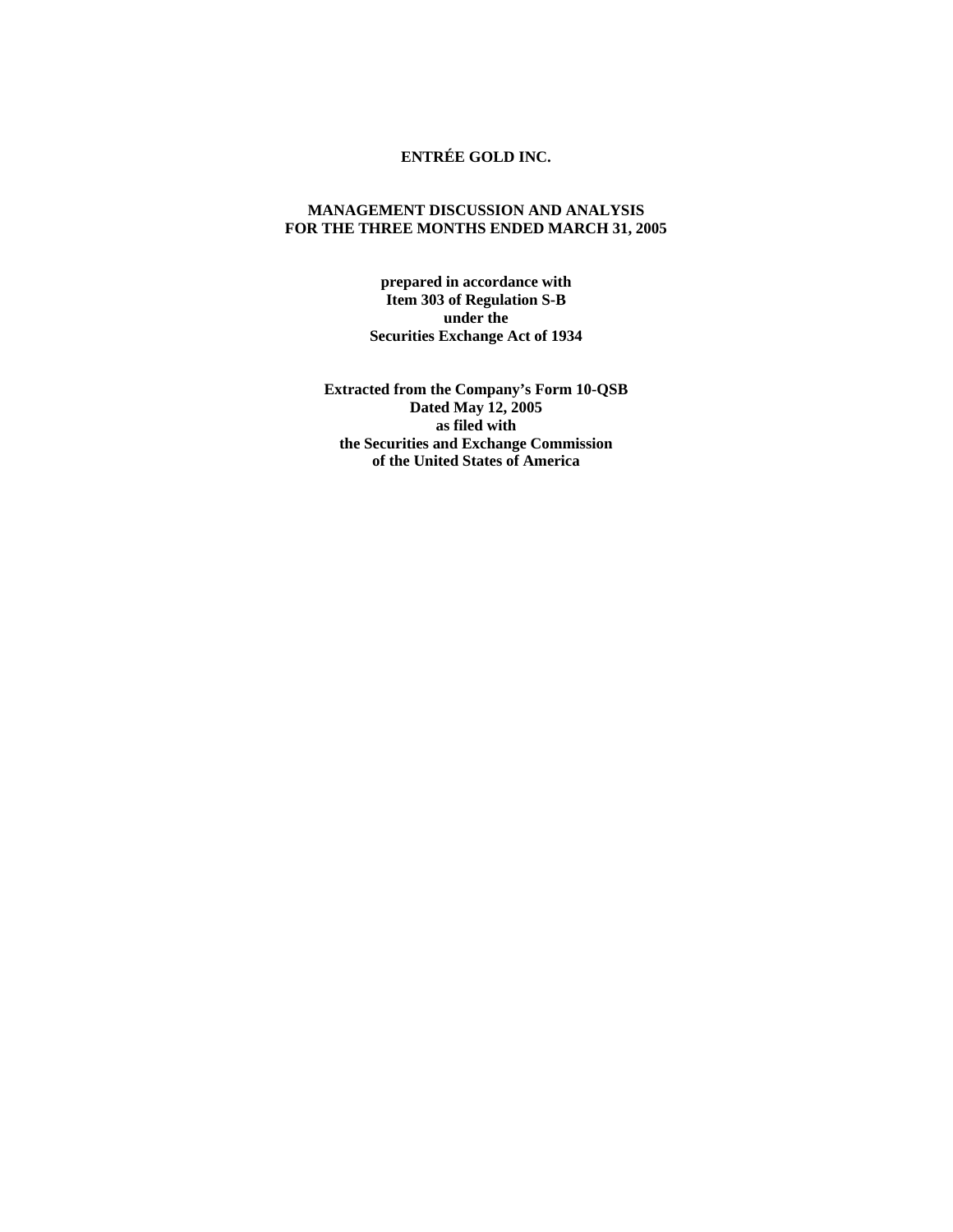# ENTRÉE GOLD INC.

## MANAGEMENT DISCUSSION AND ANALYSIS
## FOR THE THREE MONTHS ENDED MARCH 31, 2005

**prepared in accordance with**
**Item 303 of Regulation S-B**
**under the**
**Securities Exchange Act of 1934**

**Extracted from the Company's Form 10-QSB**
**Dated May 12, 2005**
**as filed with**
**the Securities and Exchange Commission**
**of the United States of America**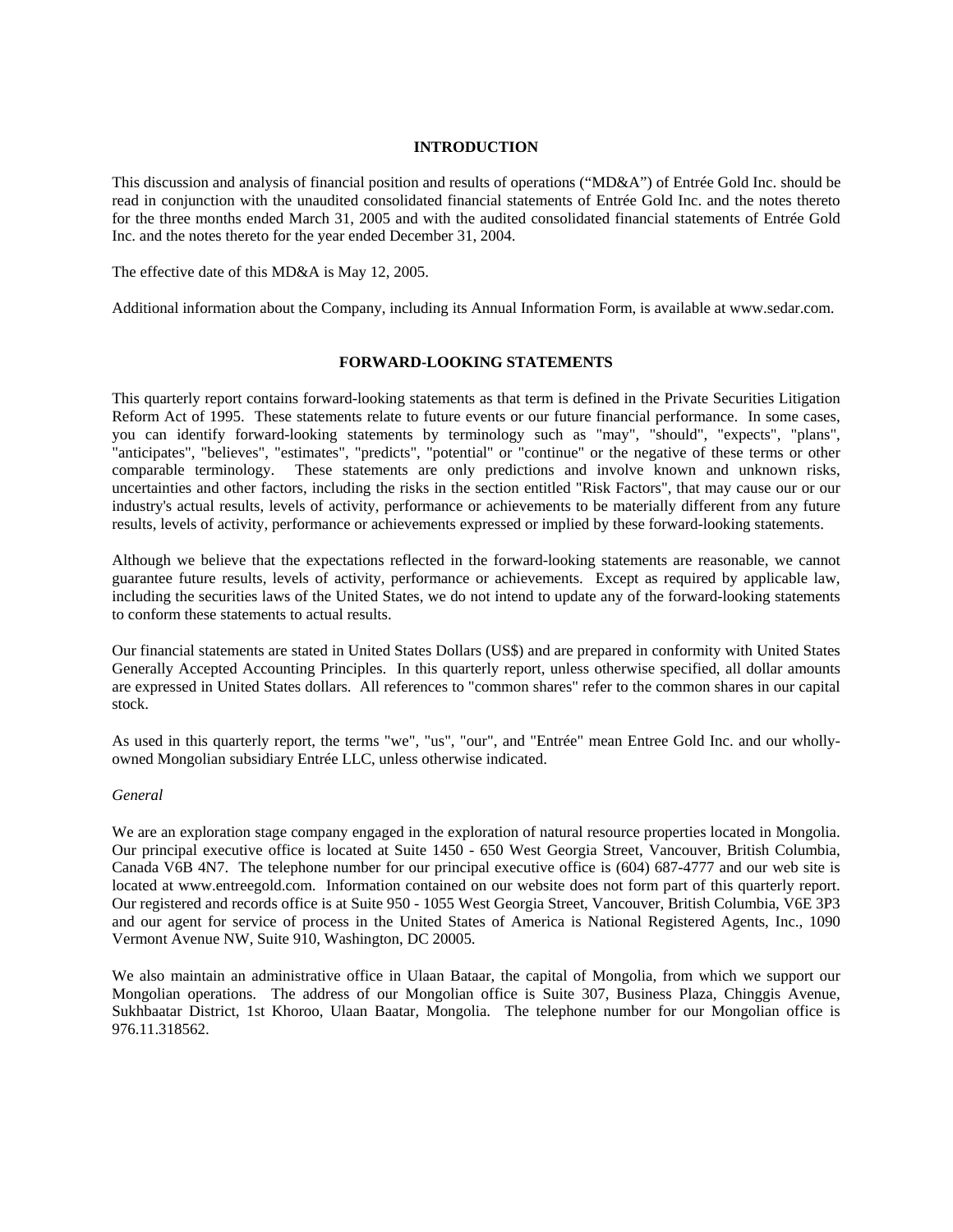## INTRODUCTION

This discussion and analysis of financial position and results of operations ("MD&A") of Entrée Gold Inc. should be read in conjunction with the unaudited consolidated financial statements of Entrée Gold Inc. and the notes thereto for the three months ended March 31, 2005 and with the audited consolidated financial statements of Entrée Gold Inc. and the notes thereto for the year ended December 31, 2004.

The effective date of this MD&A is May 12, 2005.

Additional information about the Company, including its Annual Information Form, is available at www.sedar.com.

## FORWARD-LOOKING STATEMENTS

This quarterly report contains forward-looking statements as that term is defined in the Private Securities Litigation Reform Act of 1995. These statements relate to future events or our future financial performance. In some cases, you can identify forward-looking statements by terminology such as "may", "should", "expects", "plans", "anticipates", "believes", "estimates", "predicts", "potential" or "continue" or the negative of these terms or other comparable terminology. These statements are only predictions and involve known and unknown risks, uncertainties and other factors, including the risks in the section entitled "Risk Factors", that may cause our or our industry's actual results, levels of activity, performance or achievements to be materially different from any future results, levels of activity, performance or achievements expressed or implied by these forward-looking statements.

Although we believe that the expectations reflected in the forward-looking statements are reasonable, we cannot guarantee future results, levels of activity, performance or achievements. Except as required by applicable law, including the securities laws of the United States, we do not intend to update any of the forward-looking statements to conform these statements to actual results.

Our financial statements are stated in United States Dollars (US$) and are prepared in conformity with United States Generally Accepted Accounting Principles. In this quarterly report, unless otherwise specified, all dollar amounts are expressed in United States dollars. All references to "common shares" refer to the common shares in our capital stock.

As used in this quarterly report, the terms "we", "us", "our", and "Entrée" mean Entree Gold Inc. and our wholly-owned Mongolian subsidiary Entrée LLC, unless otherwise indicated.

*General*

We are an exploration stage company engaged in the exploration of natural resource properties located in Mongolia. Our principal executive office is located at Suite 1450 - 650 West Georgia Street, Vancouver, British Columbia, Canada V6B 4N7. The telephone number for our principal executive office is (604) 687-4777 and our web site is located at www.entreegold.com. Information contained on our website does not form part of this quarterly report. Our registered and records office is at Suite 950 - 1055 West Georgia Street, Vancouver, British Columbia, V6E 3P3 and our agent for service of process in the United States of America is National Registered Agents, Inc., 1090 Vermont Avenue NW, Suite 910, Washington, DC 20005.

We also maintain an administrative office in Ulaan Bataar, the capital of Mongolia, from which we support our Mongolian operations. The address of our Mongolian office is Suite 307, Business Plaza, Chinggis Avenue, Sukhbaatar District, 1st Khoroo, Ulaan Baatar, Mongolia. The telephone number for our Mongolian office is 976.11.318562.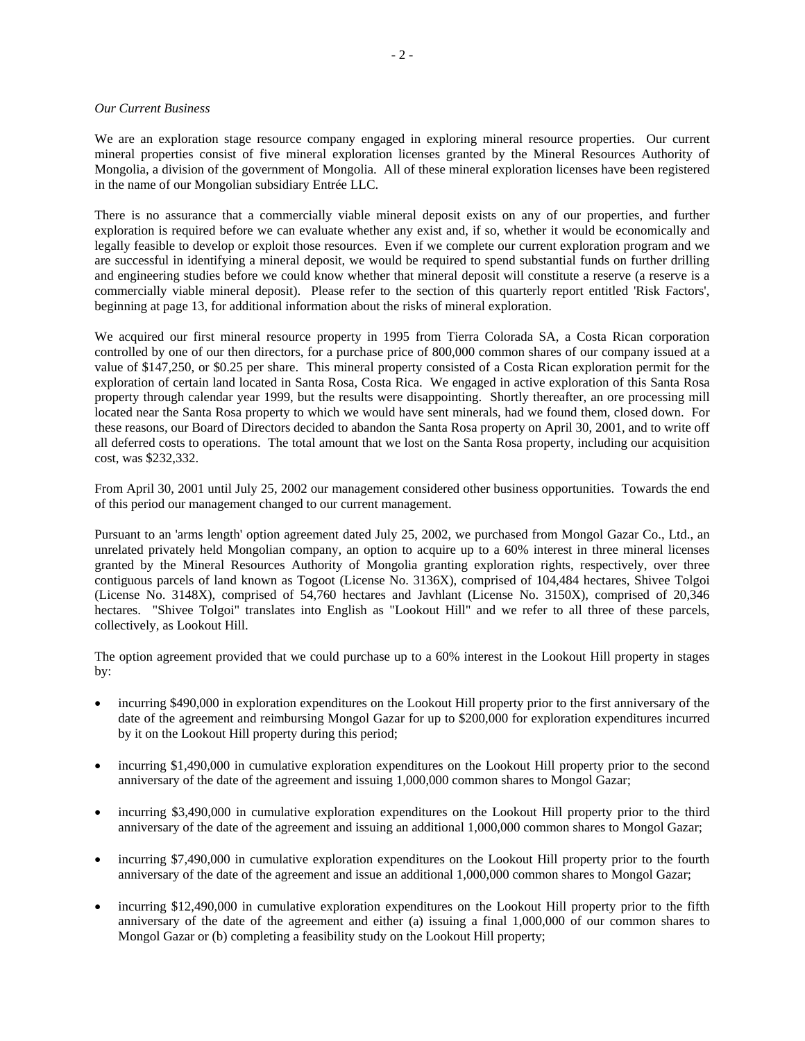*Our Current Business*

We are an exploration stage resource company engaged in exploring mineral resource properties. Our current mineral properties consist of five mineral exploration licenses granted by the Mineral Resources Authority of Mongolia, a division of the government of Mongolia. All of these mineral exploration licenses have been registered in the name of our Mongolian subsidiary Entrée LLC.

There is no assurance that a commercially viable mineral deposit exists on any of our properties, and further exploration is required before we can evaluate whether any exist and, if so, whether it would be economically and legally feasible to develop or exploit those resources. Even if we complete our current exploration program and we are successful in identifying a mineral deposit, we would be required to spend substantial funds on further drilling and engineering studies before we could know whether that mineral deposit will constitute a reserve (a reserve is a commercially viable mineral deposit). Please refer to the section of this quarterly report entitled 'Risk Factors', beginning at page 13, for additional information about the risks of mineral exploration.

We acquired our first mineral resource property in 1995 from Tierra Colorada SA, a Costa Rican corporation controlled by one of our then directors, for a purchase price of 800,000 common shares of our company issued at a value of $147,250, or $0.25 per share. This mineral property consisted of a Costa Rican exploration permit for the exploration of certain land located in Santa Rosa, Costa Rica. We engaged in active exploration of this Santa Rosa property through calendar year 1999, but the results were disappointing. Shortly thereafter, an ore processing mill located near the Santa Rosa property to which we would have sent minerals, had we found them, closed down. For these reasons, our Board of Directors decided to abandon the Santa Rosa property on April 30, 2001, and to write off all deferred costs to operations. The total amount that we lost on the Santa Rosa property, including our acquisition cost, was $232,332.

From April 30, 2001 until July 25, 2002 our management considered other business opportunities. Towards the end of this period our management changed to our current management.

Pursuant to an 'arms length' option agreement dated July 25, 2002, we purchased from Mongol Gazar Co., Ltd., an unrelated privately held Mongolian company, an option to acquire up to a 60% interest in three mineral licenses granted by the Mineral Resources Authority of Mongolia granting exploration rights, respectively, over three contiguous parcels of land known as Togoot (License No. 3136X), comprised of 104,484 hectares, Shivee Tolgoi (License No. 3148X), comprised of 54,760 hectares and Javhlant (License No. 3150X), comprised of 20,346 hectares. "Shivee Tolgoi" translates into English as "Lookout Hill" and we refer to all three of these parcels, collectively, as Lookout Hill.

The option agreement provided that we could purchase up to a 60% interest in the Lookout Hill property in stages by:

- incurring $490,000 in exploration expenditures on the Lookout Hill property prior to the first anniversary of the date of the agreement and reimbursing Mongol Gazar for up to $200,000 for exploration expenditures incurred by it on the Lookout Hill property during this period;
- incurring $1,490,000 in cumulative exploration expenditures on the Lookout Hill property prior to the second anniversary of the date of the agreement and issuing 1,000,000 common shares to Mongol Gazar;
- incurring $3,490,000 in cumulative exploration expenditures on the Lookout Hill property prior to the third anniversary of the date of the agreement and issuing an additional 1,000,000 common shares to Mongol Gazar;
- incurring $7,490,000 in cumulative exploration expenditures on the Lookout Hill property prior to the fourth anniversary of the date of the agreement and issue an additional 1,000,000 common shares to Mongol Gazar;
- incurring $12,490,000 in cumulative exploration expenditures on the Lookout Hill property prior to the fifth anniversary of the date of the agreement and either (a) issuing a final 1,000,000 of our common shares to Mongol Gazar or (b) completing a feasibility study on the Lookout Hill property;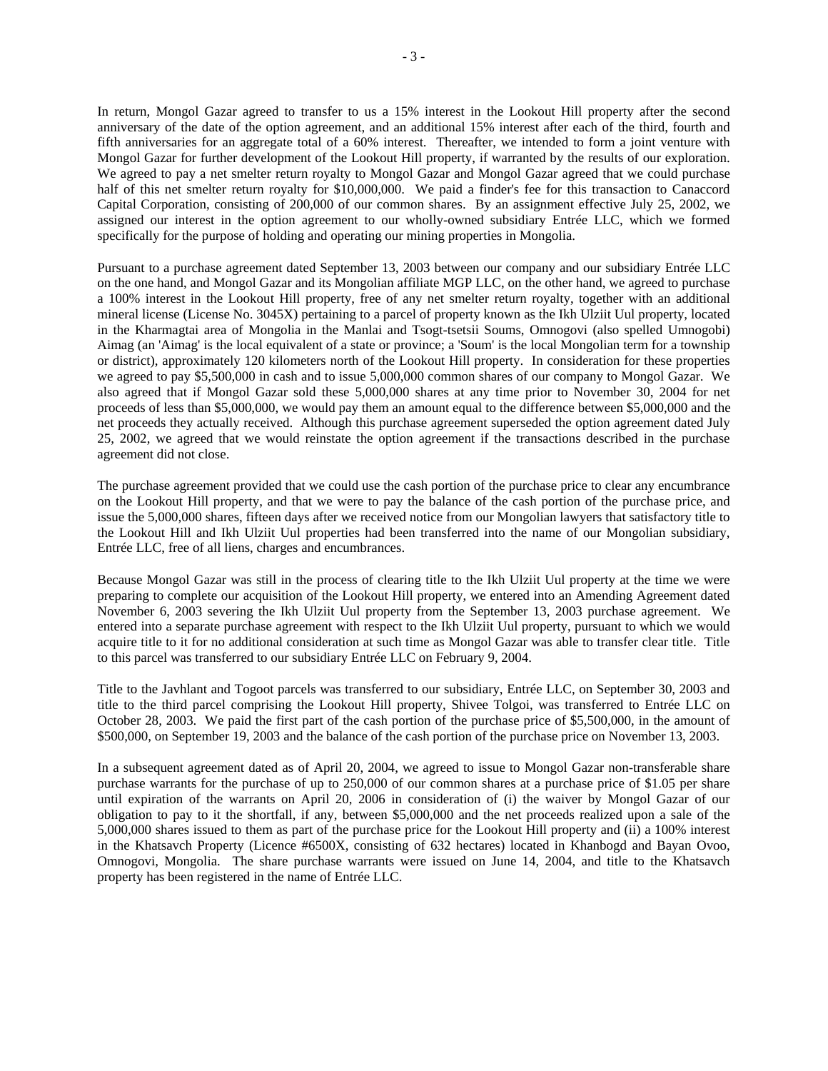In return, Mongol Gazar agreed to transfer to us a 15% interest in the Lookout Hill property after the second anniversary of the date of the option agreement, and an additional 15% interest after each of the third, fourth and fifth anniversaries for an aggregate total of a 60% interest. Thereafter, we intended to form a joint venture with Mongol Gazar for further development of the Lookout Hill property, if warranted by the results of our exploration. We agreed to pay a net smelter return royalty to Mongol Gazar and Mongol Gazar agreed that we could purchase half of this net smelter return royalty for $10,000,000. We paid a finder's fee for this transaction to Canaccord Capital Corporation, consisting of 200,000 of our common shares. By an assignment effective July 25, 2002, we assigned our interest in the option agreement to our wholly-owned subsidiary Entrée LLC, which we formed specifically for the purpose of holding and operating our mining properties in Mongolia.

Pursuant to a purchase agreement dated September 13, 2003 between our company and our subsidiary Entrée LLC on the one hand, and Mongol Gazar and its Mongolian affiliate MGP LLC, on the other hand, we agreed to purchase a 100% interest in the Lookout Hill property, free of any net smelter return royalty, together with an additional mineral license (License No. 3045X) pertaining to a parcel of property known as the Ikh Ulziit Uul property, located in the Kharmagtai area of Mongolia in the Manlai and Tsogt-tsetsii Soums, Omnogovi (also spelled Umnogobi) Aimag (an 'Aimag' is the local equivalent of a state or province; a 'Soum' is the local Mongolian term for a township or district), approximately 120 kilometers north of the Lookout Hill property. In consideration for these properties we agreed to pay $5,500,000 in cash and to issue 5,000,000 common shares of our company to Mongol Gazar. We also agreed that if Mongol Gazar sold these 5,000,000 shares at any time prior to November 30, 2004 for net proceeds of less than $5,000,000, we would pay them an amount equal to the difference between $5,000,000 and the net proceeds they actually received. Although this purchase agreement superseded the option agreement dated July 25, 2002, we agreed that we would reinstate the option agreement if the transactions described in the purchase agreement did not close.

The purchase agreement provided that we could use the cash portion of the purchase price to clear any encumbrance on the Lookout Hill property, and that we were to pay the balance of the cash portion of the purchase price, and issue the 5,000,000 shares, fifteen days after we received notice from our Mongolian lawyers that satisfactory title to the Lookout Hill and Ikh Ulziit Uul properties had been transferred into the name of our Mongolian subsidiary, Entrée LLC, free of all liens, charges and encumbrances.

Because Mongol Gazar was still in the process of clearing title to the Ikh Ulziit Uul property at the time we were preparing to complete our acquisition of the Lookout Hill property, we entered into an Amending Agreement dated November 6, 2003 severing the Ikh Ulziit Uul property from the September 13, 2003 purchase agreement. We entered into a separate purchase agreement with respect to the Ikh Ulziit Uul property, pursuant to which we would acquire title to it for no additional consideration at such time as Mongol Gazar was able to transfer clear title. Title to this parcel was transferred to our subsidiary Entrée LLC on February 9, 2004.

Title to the Javhlant and Togoot parcels was transferred to our subsidiary, Entrée LLC, on September 30, 2003 and title to the third parcel comprising the Lookout Hill property, Shivee Tolgoi, was transferred to Entrée LLC on October 28, 2003. We paid the first part of the cash portion of the purchase price of $5,500,000, in the amount of $500,000, on September 19, 2003 and the balance of the cash portion of the purchase price on November 13, 2003.

In a subsequent agreement dated as of April 20, 2004, we agreed to issue to Mongol Gazar non-transferable share purchase warrants for the purchase of up to 250,000 of our common shares at a purchase price of $1.05 per share until expiration of the warrants on April 20, 2006 in consideration of (i) the waiver by Mongol Gazar of our obligation to pay to it the shortfall, if any, between $5,000,000 and the net proceeds realized upon a sale of the 5,000,000 shares issued to them as part of the purchase price for the Lookout Hill property and (ii) a 100% interest in the Khatsavch Property (Licence #6500X, consisting of 632 hectares) located in Khanbogd and Bayan Ovoo, Omnogovi, Mongolia. The share purchase warrants were issued on June 14, 2004, and title to the Khatsavch property has been registered in the name of Entrée LLC.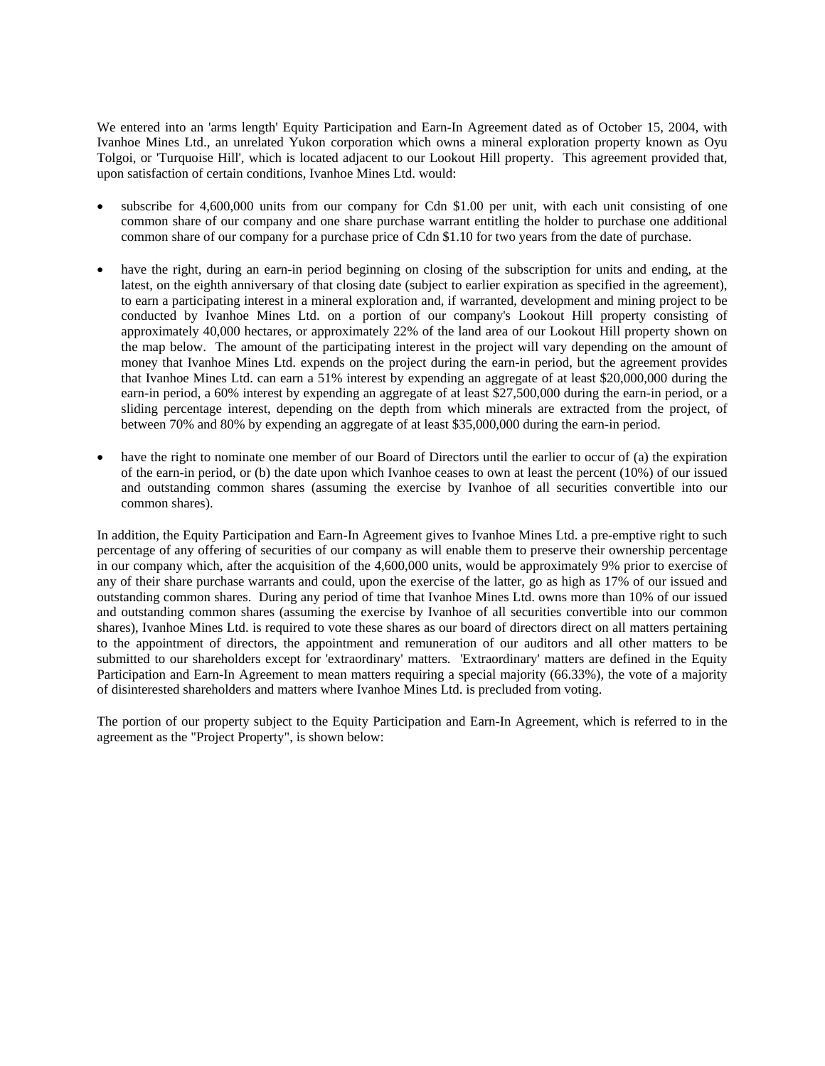We entered into an 'arms length' Equity Participation and Earn-In Agreement dated as of October 15, 2004, with Ivanhoe Mines Ltd., an unrelated Yukon corporation which owns a mineral exploration property known as Oyu Tolgoi, or 'Turquoise Hill', which is located adjacent to our Lookout Hill property. This agreement provided that, upon satisfaction of certain conditions, Ivanhoe Mines Ltd. would:

- subscribe for 4,600,000 units from our company for Cdn $1.00 per unit, with each unit consisting of one common share of our company and one share purchase warrant entitling the holder to purchase one additional common share of our company for a purchase price of Cdn $1.10 for two years from the date of purchase.

- have the right, during an earn-in period beginning on closing of the subscription for units and ending, at the latest, on the eighth anniversary of that closing date (subject to earlier expiration as specified in the agreement), to earn a participating interest in a mineral exploration and, if warranted, development and mining project to be conducted by Ivanhoe Mines Ltd. on a portion of our company's Lookout Hill property consisting of approximately 40,000 hectares, or approximately 22% of the land area of our Lookout Hill property shown on the map below. The amount of the participating interest in the project will vary depending on the amount of money that Ivanhoe Mines Ltd. expends on the project during the earn-in period, but the agreement provides that Ivanhoe Mines Ltd. can earn a 51% interest by expending an aggregate of at least $20,000,000 during the earn-in period, a 60% interest by expending an aggregate of at least $27,500,000 during the earn-in period, or a sliding percentage interest, depending on the depth from which minerals are extracted from the project, of between 70% and 80% by expending an aggregate of at least $35,000,000 during the earn-in period.

- have the right to nominate one member of our Board of Directors until the earlier to occur of (a) the expiration of the earn-in period, or (b) the date upon which Ivanhoe ceases to own at least the percent (10%) of our issued and outstanding common shares (assuming the exercise by Ivanhoe of all securities convertible into our common shares).

In addition, the Equity Participation and Earn-In Agreement gives to Ivanhoe Mines Ltd. a pre-emptive right to such percentage of any offering of securities of our company as will enable them to preserve their ownership percentage in our company which, after the acquisition of the 4,600,000 units, would be approximately 9% prior to exercise of any of their share purchase warrants and could, upon the exercise of the latter, go as high as 17% of our issued and outstanding common shares. During any period of time that Ivanhoe Mines Ltd. owns more than 10% of our issued and outstanding common shares (assuming the exercise by Ivanhoe of all securities convertible into our common shares), Ivanhoe Mines Ltd. is required to vote these shares as our board of directors direct on all matters pertaining to the appointment of directors, the appointment and remuneration of our auditors and all other matters to be submitted to our shareholders except for 'extraordinary' matters. 'Extraordinary' matters are defined in the Equity Participation and Earn-In Agreement to mean matters requiring a special majority (66.33%), the vote of a majority of disinterested shareholders and matters where Ivanhoe Mines Ltd. is precluded from voting.

The portion of our property subject to the Equity Participation and Earn-In Agreement, which is referred to in the agreement as the "Project Property", is shown below: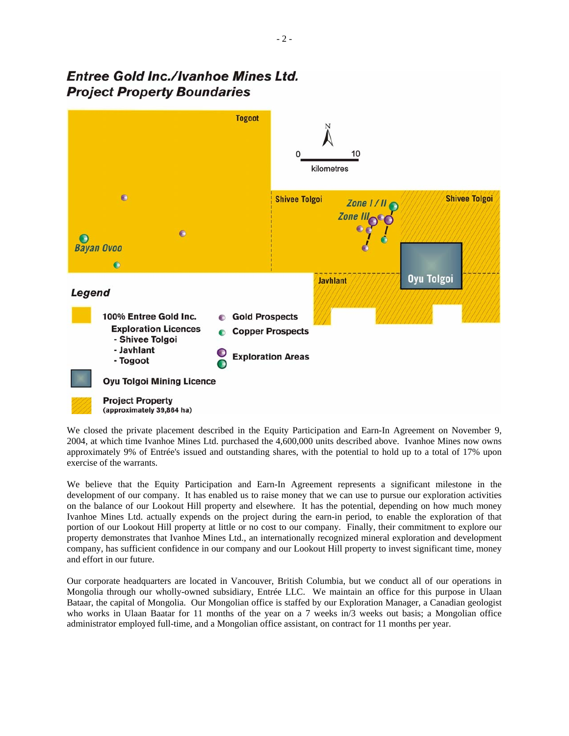## Entree Gold Inc./Ivanhoe Mines Ltd. Project Property Boundaries

Togoot

N

0 10

kilometres

Shivee Tolgoi

Zone I / II

Zone III

Shivee Tolgoi

Bayan Ovoo

Javhlant

Oyu Tolgoi

**Legend**

100% Entree Gold Inc. Exploration Licences
- Shivee Tolgoi
- Javhlant
- Togoot

Gold Prospects

Copper Prospects

Exploration Areas

Oyu Tolgoi Mining Licence

Project Property (approximately 39,864 ha)

We closed the private placement described in the Equity Participation and Earn-In Agreement on November 9, 2004, at which time Ivanhoe Mines Ltd. purchased the 4,600,000 units described above. Ivanhoe Mines now owns approximately 9% of Entrée's issued and outstanding shares, with the potential to hold up to a total of 17% upon exercise of the warrants.

We believe that the Equity Participation and Earn-In Agreement represents a significant milestone in the development of our company. It has enabled us to raise money that we can use to pursue our exploration activities on the balance of our Lookout Hill property and elsewhere. It has the potential, depending on how much money Ivanhoe Mines Ltd. actually expends on the project during the earn-in period, to enable the exploration of that portion of our Lookout Hill property at little or no cost to our company. Finally, their commitment to explore our property demonstrates that Ivanhoe Mines Ltd., an internationally recognized mineral exploration and development company, has sufficient confidence in our company and our Lookout Hill property to invest significant time, money and effort in our future.

Our corporate headquarters are located in Vancouver, British Columbia, but we conduct all of our operations in Mongolia through our wholly-owned subsidiary, Entrée LLC. We maintain an office for this purpose in Ulaan Bataar, the capital of Mongolia. Our Mongolian office is staffed by our Exploration Manager, a Canadian geologist who works in Ulaan Baatar for 11 months of the year on a 7 weeks in/3 weeks out basis; a Mongolian office administrator employed full-time, and a Mongolian office assistant, on contract for 11 months per year.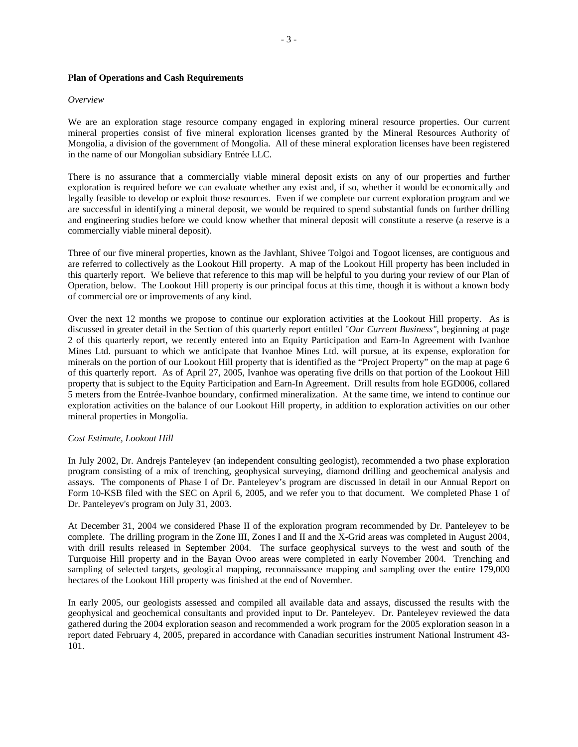**Plan of Operations and Cash Requirements**

*Overview*

We are an exploration stage resource company engaged in exploring mineral resource properties. Our current mineral properties consist of five mineral exploration licenses granted by the Mineral Resources Authority of Mongolia, a division of the government of Mongolia. All of these mineral exploration licenses have been registered in the name of our Mongolian subsidiary Entrée LLC.

There is no assurance that a commercially viable mineral deposit exists on any of our properties and further exploration is required before we can evaluate whether any exist and, if so, whether it would be economically and legally feasible to develop or exploit those resources. Even if we complete our current exploration program and we are successful in identifying a mineral deposit, we would be required to spend substantial funds on further drilling and engineering studies before we could know whether that mineral deposit will constitute a reserve (a reserve is a commercially viable mineral deposit).

Three of our five mineral properties, known as the Javhlant, Shivee Tolgoi and Togoot licenses, are contiguous and are referred to collectively as the Lookout Hill property. A map of the Lookout Hill property has been included in this quarterly report. We believe that reference to this map will be helpful to you during your review of our Plan of Operation, below. The Lookout Hill property is our principal focus at this time, though it is without a known body of commercial ore or improvements of any kind.

Over the next 12 months we propose to continue our exploration activities at the Lookout Hill property. As is discussed in greater detail in the Section of this quarterly report entitled "*Our Current Business"*, beginning at page 2 of this quarterly report, we recently entered into an Equity Participation and Earn-In Agreement with Ivanhoe Mines Ltd. pursuant to which we anticipate that Ivanhoe Mines Ltd. will pursue, at its expense, exploration for minerals on the portion of our Lookout Hill property that is identified as the "Project Property" on the map at page 6 of this quarterly report. As of April 27, 2005, Ivanhoe was operating five drills on that portion of the Lookout Hill property that is subject to the Equity Participation and Earn-In Agreement. Drill results from hole EGD006, collared 5 meters from the Entrée-Ivanhoe boundary, confirmed mineralization. At the same time, we intend to continue our exploration activities on the balance of our Lookout Hill property, in addition to exploration activities on our other mineral properties in Mongolia.

*Cost Estimate, Lookout Hill*

In July 2002, Dr. Andrejs Panteleyev (an independent consulting geologist), recommended a two phase exploration program consisting of a mix of trenching, geophysical surveying, diamond drilling and geochemical analysis and assays. The components of Phase I of Dr. Panteleyev's program are discussed in detail in our Annual Report on Form 10-KSB filed with the SEC on April 6, 2005, and we refer you to that document. We completed Phase 1 of Dr. Panteleyev's program on July 31, 2003.

At December 31, 2004 we considered Phase II of the exploration program recommended by Dr. Panteleyev to be complete. The drilling program in the Zone III, Zones I and II and the X-Grid areas was completed in August 2004, with drill results released in September 2004. The surface geophysical surveys to the west and south of the Turquoise Hill property and in the Bayan Ovoo areas were completed in early November 2004. Trenching and sampling of selected targets, geological mapping, reconnaissance mapping and sampling over the entire 179,000 hectares of the Lookout Hill property was finished at the end of November.

In early 2005, our geologists assessed and compiled all available data and assays, discussed the results with the geophysical and geochemical consultants and provided input to Dr. Panteleyev. Dr. Panteleyev reviewed the data gathered during the 2004 exploration season and recommended a work program for the 2005 exploration season in a report dated February 4, 2005, prepared in accordance with Canadian securities instrument National Instrument 43-101.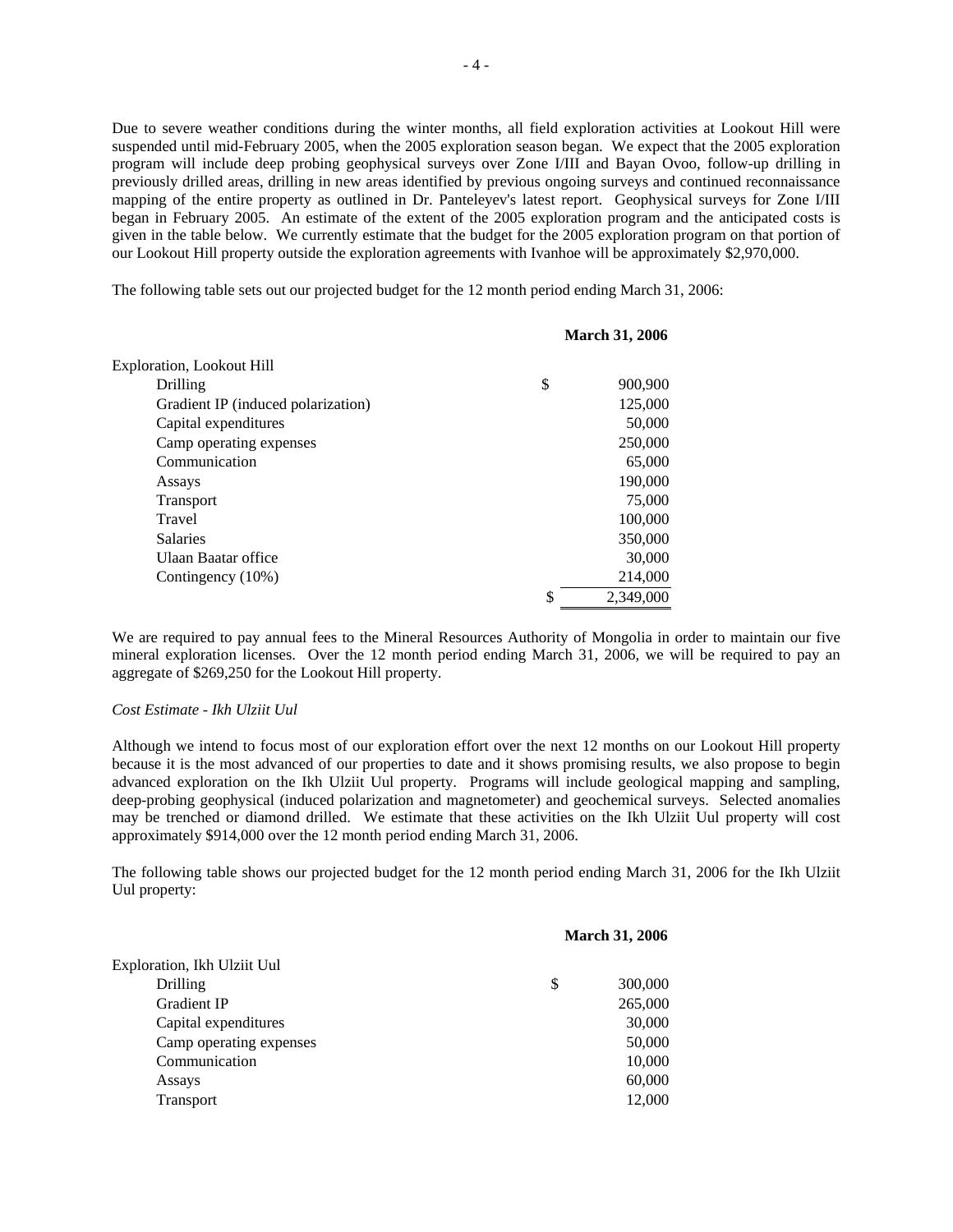Due to severe weather conditions during the winter months, all field exploration activities at Lookout Hill were suspended until mid-February 2005, when the 2005 exploration season began. We expect that the 2005 exploration program will include deep probing geophysical surveys over Zone I/III and Bayan Ovoo, follow-up drilling in previously drilled areas, drilling in new areas identified by previous ongoing surveys and continued reconnaissance mapping of the entire property as outlined in Dr. Panteleyev's latest report. Geophysical surveys for Zone I/III began in February 2005. An estimate of the extent of the 2005 exploration program and the anticipated costs is given in the table below. We currently estimate that the budget for the 2005 exploration program on that portion of our Lookout Hill property outside the exploration agreements with Ivanhoe will be approximately $2,970,000.

The following table sets out our projected budget for the 12 month period ending March 31, 2006:

| | **March 31, 2006** |
|---|---|
| Exploration, Lookout Hill | |
| Drilling | $ 900,900 |
| Gradient IP (induced polarization) | 125,000 |
| Capital expenditures | 50,000 |
| Camp operating expenses | 250,000 |
| Communication | 65,000 |
| Assays | 190,000 |
| Transport | 75,000 |
| Travel | 100,000 |
| Salaries | 350,000 |
| Ulaan Baatar office | 30,000 |
| Contingency (10%) | 214,000 |
| | $ 2,349,000 |

We are required to pay annual fees to the Mineral Resources Authority of Mongolia in order to maintain our five mineral exploration licenses. Over the 12 month period ending March 31, 2006, we will be required to pay an aggregate of $269,250 for the Lookout Hill property.

*Cost Estimate - Ikh Ulziit Uul*

Although we intend to focus most of our exploration effort over the next 12 months on our Lookout Hill property because it is the most advanced of our properties to date and it shows promising results, we also propose to begin advanced exploration on the Ikh Ulziit Uul property. Programs will include geological mapping and sampling, deep-probing geophysical (induced polarization and magnetometer) and geochemical surveys. Selected anomalies may be trenched or diamond drilled. We estimate that these activities on the Ikh Ulziit Uul property will cost approximately $914,000 over the 12 month period ending March 31, 2006.

The following table shows our projected budget for the 12 month period ending March 31, 2006 for the Ikh Ulziit Uul property:

| | **March 31, 2006** |
|---|---|
| Exploration, Ikh Ulziit Uul | |
| Drilling | $ 300,000 |
| Gradient IP | 265,000 |
| Capital expenditures | 30,000 |
| Camp operating expenses | 50,000 |
| Communication | 10,000 |
| Assays | 60,000 |
| Transport | 12,000 |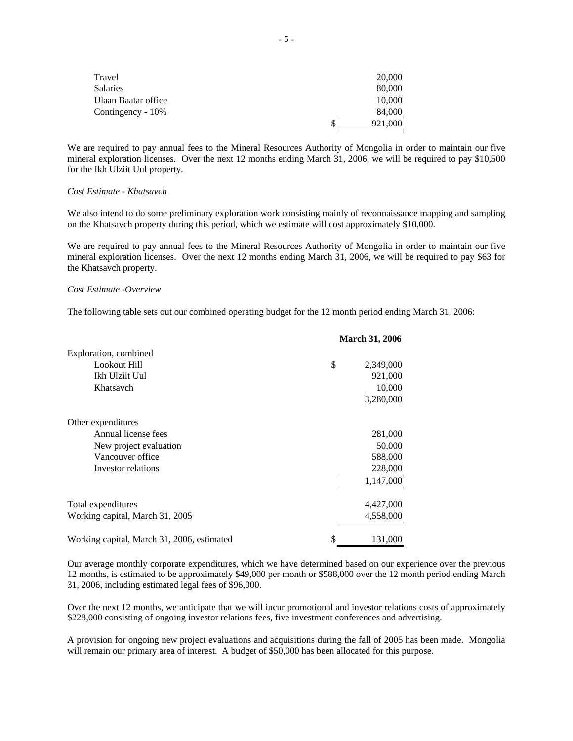| | |
|---|---|
| Travel | 20,000 |
| Salaries | 80,000 |
| Ulaan Baatar office | 10,000 |
| Contingency - 10% | 84,000 |
| | $ 921,000 |

We are required to pay annual fees to the Mineral Resources Authority of Mongolia in order to maintain our five mineral exploration licenses. Over the next 12 months ending March 31, 2006, we will be required to pay $10,500 for the Ikh Ulziit Uul property.

*Cost Estimate - Khatsavch*

We also intend to do some preliminary exploration work consisting mainly of reconnaissance mapping and sampling on the Khatsavch property during this period, which we estimate will cost approximately $10,000.

We are required to pay annual fees to the Mineral Resources Authority of Mongolia in order to maintain our five mineral exploration licenses. Over the next 12 months ending March 31, 2006, we will be required to pay $63 for the Khatsavch property.

*Cost Estimate -Overview*

The following table sets out our combined operating budget for the 12 month period ending March 31, 2006:

| | **March 31, 2006** |
|---|---|
| Exploration, combined | |
| Lookout Hill | $ 2,349,000 |
| Ikh Ulziit Uul | 921,000 |
| Khatsavch | 10,000 |
| | 3,280,000 |
| Other expenditures | |
| Annual license fees | 281,000 |
| New project evaluation | 50,000 |
| Vancouver office | 588,000 |
| Investor relations | 228,000 |
| | 1,147,000 |
| Total expenditures | 4,427,000 |
| Working capital, March 31, 2005 | 4,558,000 |
| Working capital, March 31, 2006, estimated | $ 131,000 |

Our average monthly corporate expenditures, which we have determined based on our experience over the previous 12 months, is estimated to be approximately $49,000 per month or $588,000 over the 12 month period ending March 31, 2006, including estimated legal fees of $96,000.

Over the next 12 months, we anticipate that we will incur promotional and investor relations costs of approximately $228,000 consisting of ongoing investor relations fees, five investment conferences and advertising.

A provision for ongoing new project evaluations and acquisitions during the fall of 2005 has been made. Mongolia will remain our primary area of interest. A budget of $50,000 has been allocated for this purpose.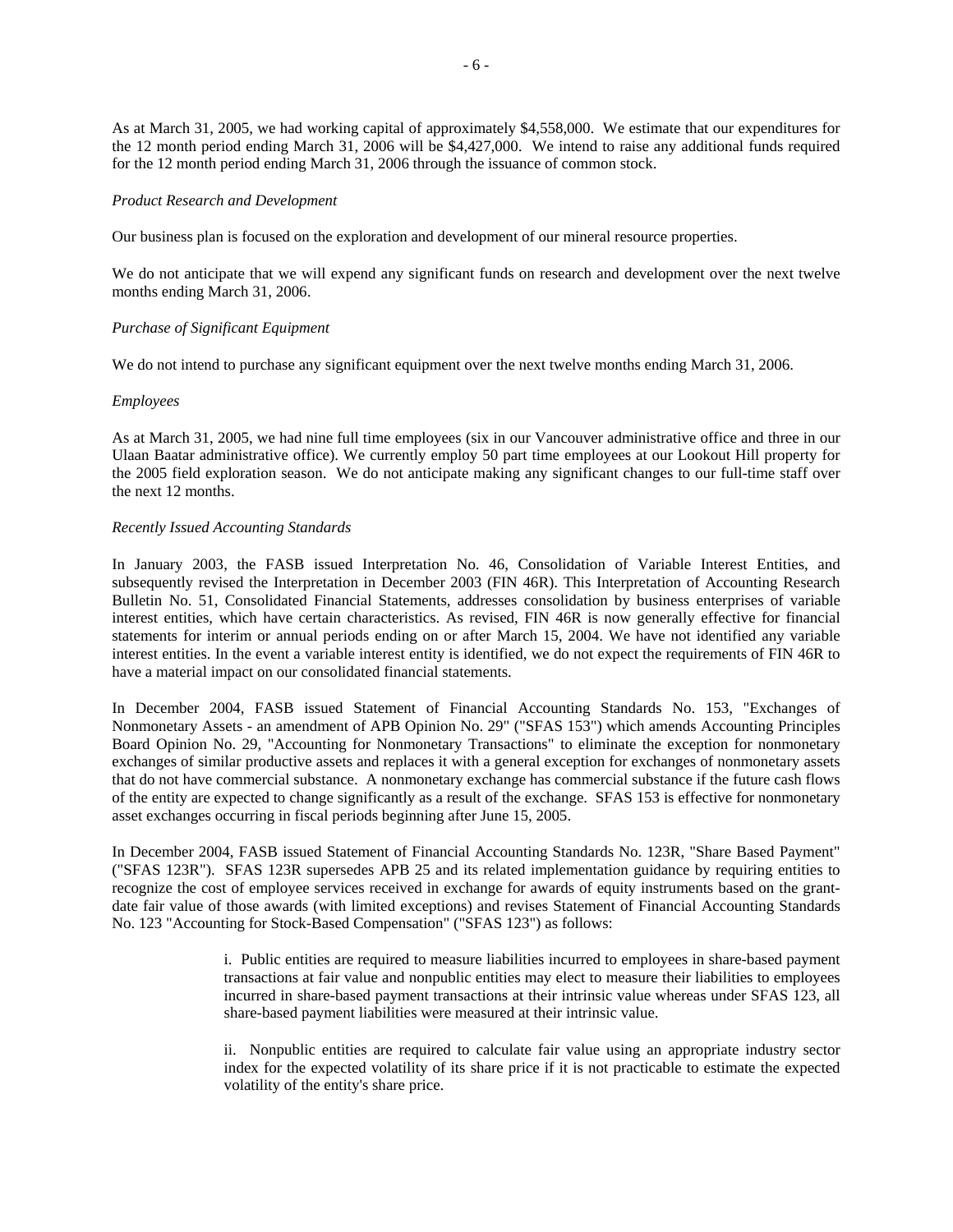As at March 31, 2005, we had working capital of approximately $4,558,000. We estimate that our expenditures for the 12 month period ending March 31, 2006 will be $4,427,000. We intend to raise any additional funds required for the 12 month period ending March 31, 2006 through the issuance of common stock.

*Product Research and Development*

Our business plan is focused on the exploration and development of our mineral resource properties.

We do not anticipate that we will expend any significant funds on research and development over the next twelve months ending March 31, 2006.

*Purchase of Significant Equipment*

We do not intend to purchase any significant equipment over the next twelve months ending March 31, 2006.

*Employees*

As at March 31, 2005, we had nine full time employees (six in our Vancouver administrative office and three in our Ulaan Baatar administrative office). We currently employ 50 part time employees at our Lookout Hill property for the 2005 field exploration season. We do not anticipate making any significant changes to our full-time staff over the next 12 months.

*Recently Issued Accounting Standards*

In January 2003, the FASB issued Interpretation No. 46, Consolidation of Variable Interest Entities, and subsequently revised the Interpretation in December 2003 (FIN 46R). This Interpretation of Accounting Research Bulletin No. 51, Consolidated Financial Statements, addresses consolidation by business enterprises of variable interest entities, which have certain characteristics. As revised, FIN 46R is now generally effective for financial statements for interim or annual periods ending on or after March 15, 2004. We have not identified any variable interest entities. In the event a variable interest entity is identified, we do not expect the requirements of FIN 46R to have a material impact on our consolidated financial statements.

In December 2004, FASB issued Statement of Financial Accounting Standards No. 153, "Exchanges of Nonmonetary Assets - an amendment of APB Opinion No. 29" ("SFAS 153") which amends Accounting Principles Board Opinion No. 29, "Accounting for Nonmonetary Transactions" to eliminate the exception for nonmonetary exchanges of similar productive assets and replaces it with a general exception for exchanges of nonmonetary assets that do not have commercial substance. A nonmonetary exchange has commercial substance if the future cash flows of the entity are expected to change significantly as a result of the exchange. SFAS 153 is effective for nonmonetary asset exchanges occurring in fiscal periods beginning after June 15, 2005.

In December 2004, FASB issued Statement of Financial Accounting Standards No. 123R, "Share Based Payment" ("SFAS 123R"). SFAS 123R supersedes APB 25 and its related implementation guidance by requiring entities to recognize the cost of employee services received in exchange for awards of equity instruments based on the grant-date fair value of those awards (with limited exceptions) and revises Statement of Financial Accounting Standards No. 123 "Accounting for Stock-Based Compensation" ("SFAS 123") as follows:

i. Public entities are required to measure liabilities incurred to employees in share-based payment transactions at fair value and nonpublic entities may elect to measure their liabilities to employees incurred in share-based payment transactions at their intrinsic value whereas under SFAS 123, all share-based payment liabilities were measured at their intrinsic value.

ii. Nonpublic entities are required to calculate fair value using an appropriate industry sector index for the expected volatility of its share price if it is not practicable to estimate the expected volatility of the entity's share price.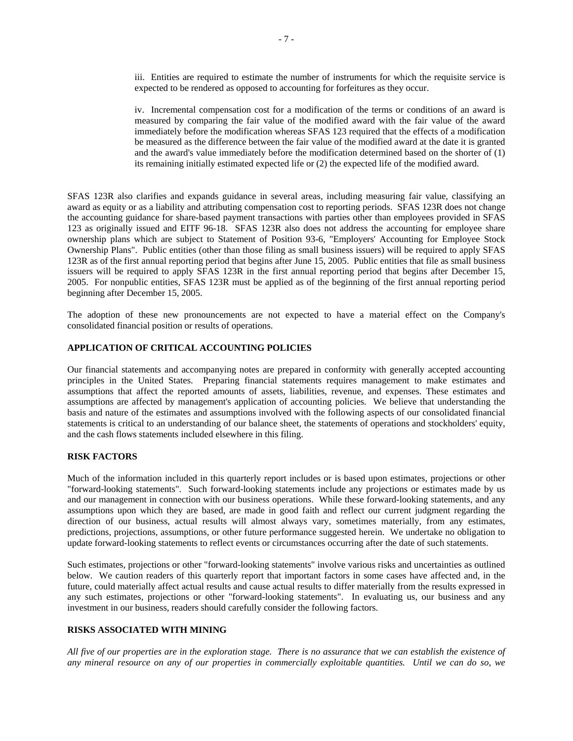iii. Entities are required to estimate the number of instruments for which the requisite service is expected to be rendered as opposed to accounting for forfeitures as they occur.

iv. Incremental compensation cost for a modification of the terms or conditions of an award is measured by comparing the fair value of the modified award with the fair value of the award immediately before the modification whereas SFAS 123 required that the effects of a modification be measured as the difference between the fair value of the modified award at the date it is granted and the award's value immediately before the modification determined based on the shorter of (1) its remaining initially estimated expected life or (2) the expected life of the modified award.

SFAS 123R also clarifies and expands guidance in several areas, including measuring fair value, classifying an award as equity or as a liability and attributing compensation cost to reporting periods. SFAS 123R does not change the accounting guidance for share-based payment transactions with parties other than employees provided in SFAS 123 as originally issued and EITF 96-18. SFAS 123R also does not address the accounting for employee share ownership plans which are subject to Statement of Position 93-6, "Employers' Accounting for Employee Stock Ownership Plans". Public entities (other than those filing as small business issuers) will be required to apply SFAS 123R as of the first annual reporting period that begins after June 15, 2005. Public entities that file as small business issuers will be required to apply SFAS 123R in the first annual reporting period that begins after December 15, 2005. For nonpublic entities, SFAS 123R must be applied as of the beginning of the first annual reporting period beginning after December 15, 2005.

The adoption of these new pronouncements are not expected to have a material effect on the Company's consolidated financial position or results of operations.

**APPLICATION OF CRITICAL ACCOUNTING POLICIES**

Our financial statements and accompanying notes are prepared in conformity with generally accepted accounting principles in the United States. Preparing financial statements requires management to make estimates and assumptions that affect the reported amounts of assets, liabilities, revenue, and expenses. These estimates and assumptions are affected by management's application of accounting policies. We believe that understanding the basis and nature of the estimates and assumptions involved with the following aspects of our consolidated financial statements is critical to an understanding of our balance sheet, the statements of operations and stockholders' equity, and the cash flows statements included elsewhere in this filing.

**RISK FACTORS**

Much of the information included in this quarterly report includes or is based upon estimates, projections or other "forward-looking statements". Such forward-looking statements include any projections or estimates made by us and our management in connection with our business operations. While these forward-looking statements, and any assumptions upon which they are based, are made in good faith and reflect our current judgment regarding the direction of our business, actual results will almost always vary, sometimes materially, from any estimates, predictions, projections, assumptions, or other future performance suggested herein. We undertake no obligation to update forward-looking statements to reflect events or circumstances occurring after the date of such statements.

Such estimates, projections or other "forward-looking statements" involve various risks and uncertainties as outlined below. We caution readers of this quarterly report that important factors in some cases have affected and, in the future, could materially affect actual results and cause actual results to differ materially from the results expressed in any such estimates, projections or other "forward-looking statements". In evaluating us, our business and any investment in our business, readers should carefully consider the following factors.

**RISKS ASSOCIATED WITH MINING**

*All five of our properties are in the exploration stage. There is no assurance that we can establish the existence of any mineral resource on any of our properties in commercially exploitable quantities. Until we can do so, we*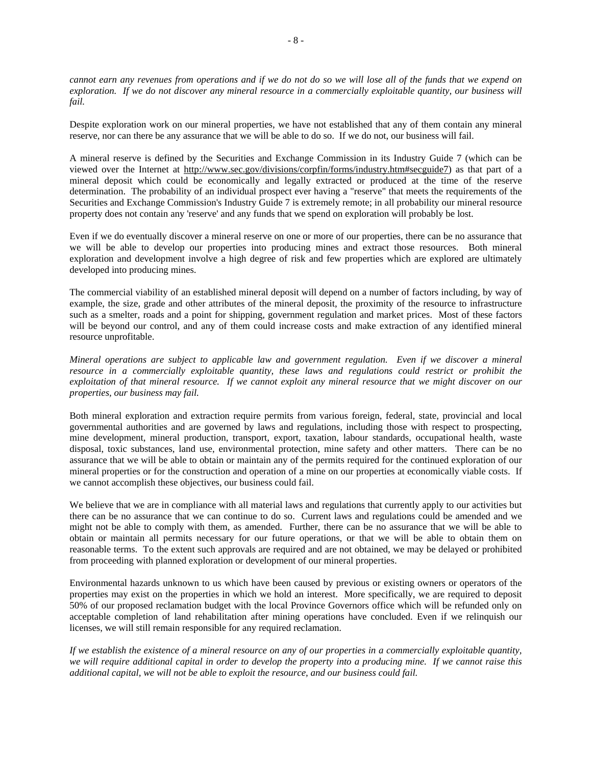*cannot earn any revenues from operations and if we do not do so we will lose all of the funds that we expend on exploration. If we do not discover any mineral resource in a commercially exploitable quantity, our business will fail.*

Despite exploration work on our mineral properties, we have not established that any of them contain any mineral reserve, nor can there be any assurance that we will be able to do so. If we do not, our business will fail.

A mineral reserve is defined by the Securities and Exchange Commission in its Industry Guide 7 (which can be viewed over the Internet at http://www.sec.gov/divisions/corpfin/forms/industry.htm#secguide7) as that part of a mineral deposit which could be economically and legally extracted or produced at the time of the reserve determination. The probability of an individual prospect ever having a "reserve" that meets the requirements of the Securities and Exchange Commission's Industry Guide 7 is extremely remote; in all probability our mineral resource property does not contain any 'reserve' and any funds that we spend on exploration will probably be lost.

Even if we do eventually discover a mineral reserve on one or more of our properties, there can be no assurance that we will be able to develop our properties into producing mines and extract those resources. Both mineral exploration and development involve a high degree of risk and few properties which are explored are ultimately developed into producing mines.

The commercial viability of an established mineral deposit will depend on a number of factors including, by way of example, the size, grade and other attributes of the mineral deposit, the proximity of the resource to infrastructure such as a smelter, roads and a point for shipping, government regulation and market prices. Most of these factors will be beyond our control, and any of them could increase costs and make extraction of any identified mineral resource unprofitable.

*Mineral operations are subject to applicable law and government regulation. Even if we discover a mineral resource in a commercially exploitable quantity, these laws and regulations could restrict or prohibit the exploitation of that mineral resource. If we cannot exploit any mineral resource that we might discover on our properties, our business may fail.*

Both mineral exploration and extraction require permits from various foreign, federal, state, provincial and local governmental authorities and are governed by laws and regulations, including those with respect to prospecting, mine development, mineral production, transport, export, taxation, labour standards, occupational health, waste disposal, toxic substances, land use, environmental protection, mine safety and other matters. There can be no assurance that we will be able to obtain or maintain any of the permits required for the continued exploration of our mineral properties or for the construction and operation of a mine on our properties at economically viable costs. If we cannot accomplish these objectives, our business could fail.

We believe that we are in compliance with all material laws and regulations that currently apply to our activities but there can be no assurance that we can continue to do so. Current laws and regulations could be amended and we might not be able to comply with them, as amended. Further, there can be no assurance that we will be able to obtain or maintain all permits necessary for our future operations, or that we will be able to obtain them on reasonable terms. To the extent such approvals are required and are not obtained, we may be delayed or prohibited from proceeding with planned exploration or development of our mineral properties.

Environmental hazards unknown to us which have been caused by previous or existing owners or operators of the properties may exist on the properties in which we hold an interest. More specifically, we are required to deposit 50% of our proposed reclamation budget with the local Province Governors office which will be refunded only on acceptable completion of land rehabilitation after mining operations have concluded. Even if we relinquish our licenses, we will still remain responsible for any required reclamation.

*If we establish the existence of a mineral resource on any of our properties in a commercially exploitable quantity, we will require additional capital in order to develop the property into a producing mine. If we cannot raise this additional capital, we will not be able to exploit the resource, and our business could fail.*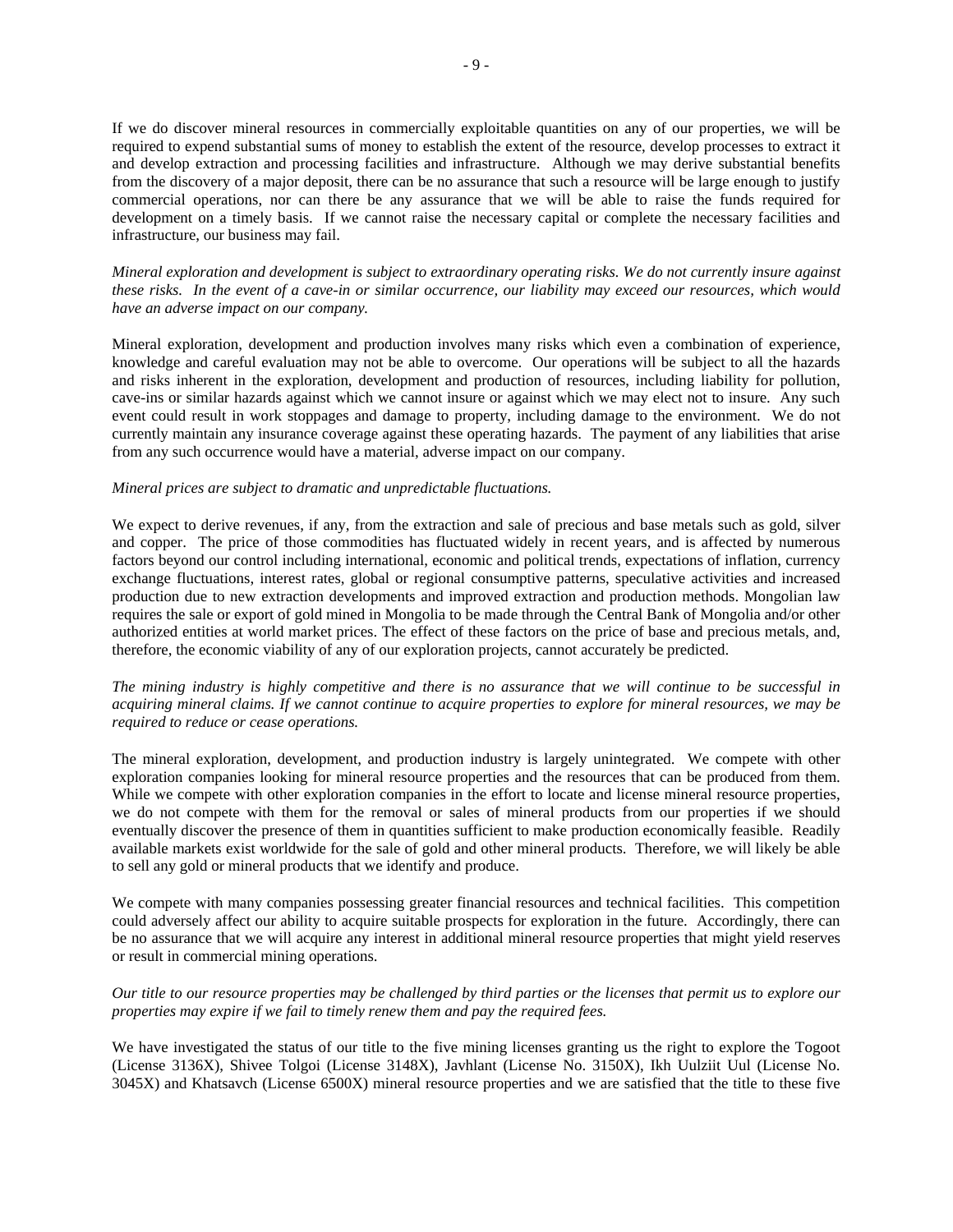If we do discover mineral resources in commercially exploitable quantities on any of our properties, we will be required to expend substantial sums of money to establish the extent of the resource, develop processes to extract it and develop extraction and processing facilities and infrastructure. Although we may derive substantial benefits from the discovery of a major deposit, there can be no assurance that such a resource will be large enough to justify commercial operations, nor can there be any assurance that we will be able to raise the funds required for development on a timely basis. If we cannot raise the necessary capital or complete the necessary facilities and infrastructure, our business may fail.

*Mineral exploration and development is subject to extraordinary operating risks. We do not currently insure against these risks. In the event of a cave-in or similar occurrence, our liability may exceed our resources, which would have an adverse impact on our company.*

Mineral exploration, development and production involves many risks which even a combination of experience, knowledge and careful evaluation may not be able to overcome. Our operations will be subject to all the hazards and risks inherent in the exploration, development and production of resources, including liability for pollution, cave-ins or similar hazards against which we cannot insure or against which we may elect not to insure. Any such event could result in work stoppages and damage to property, including damage to the environment. We do not currently maintain any insurance coverage against these operating hazards. The payment of any liabilities that arise from any such occurrence would have a material, adverse impact on our company.

*Mineral prices are subject to dramatic and unpredictable fluctuations.*

We expect to derive revenues, if any, from the extraction and sale of precious and base metals such as gold, silver and copper. The price of those commodities has fluctuated widely in recent years, and is affected by numerous factors beyond our control including international, economic and political trends, expectations of inflation, currency exchange fluctuations, interest rates, global or regional consumptive patterns, speculative activities and increased production due to new extraction developments and improved extraction and production methods. Mongolian law requires the sale or export of gold mined in Mongolia to be made through the Central Bank of Mongolia and/or other authorized entities at world market prices. The effect of these factors on the price of base and precious metals, and, therefore, the economic viability of any of our exploration projects, cannot accurately be predicted.

*The mining industry is highly competitive and there is no assurance that we will continue to be successful in acquiring mineral claims. If we cannot continue to acquire properties to explore for mineral resources, we may be required to reduce or cease operations.*

The mineral exploration, development, and production industry is largely unintegrated. We compete with other exploration companies looking for mineral resource properties and the resources that can be produced from them. While we compete with other exploration companies in the effort to locate and license mineral resource properties, we do not compete with them for the removal or sales of mineral products from our properties if we should eventually discover the presence of them in quantities sufficient to make production economically feasible. Readily available markets exist worldwide for the sale of gold and other mineral products. Therefore, we will likely be able to sell any gold or mineral products that we identify and produce.

We compete with many companies possessing greater financial resources and technical facilities. This competition could adversely affect our ability to acquire suitable prospects for exploration in the future. Accordingly, there can be no assurance that we will acquire any interest in additional mineral resource properties that might yield reserves or result in commercial mining operations.

*Our title to our resource properties may be challenged by third parties or the licenses that permit us to explore our properties may expire if we fail to timely renew them and pay the required fees.*

We have investigated the status of our title to the five mining licenses granting us the right to explore the Togoot (License 3136X), Shivee Tolgoi (License 3148X), Javhlant (License No. 3150X), Ikh Uulziit Uul (License No. 3045X) and Khatsavch (License 6500X) mineral resource properties and we are satisfied that the title to these five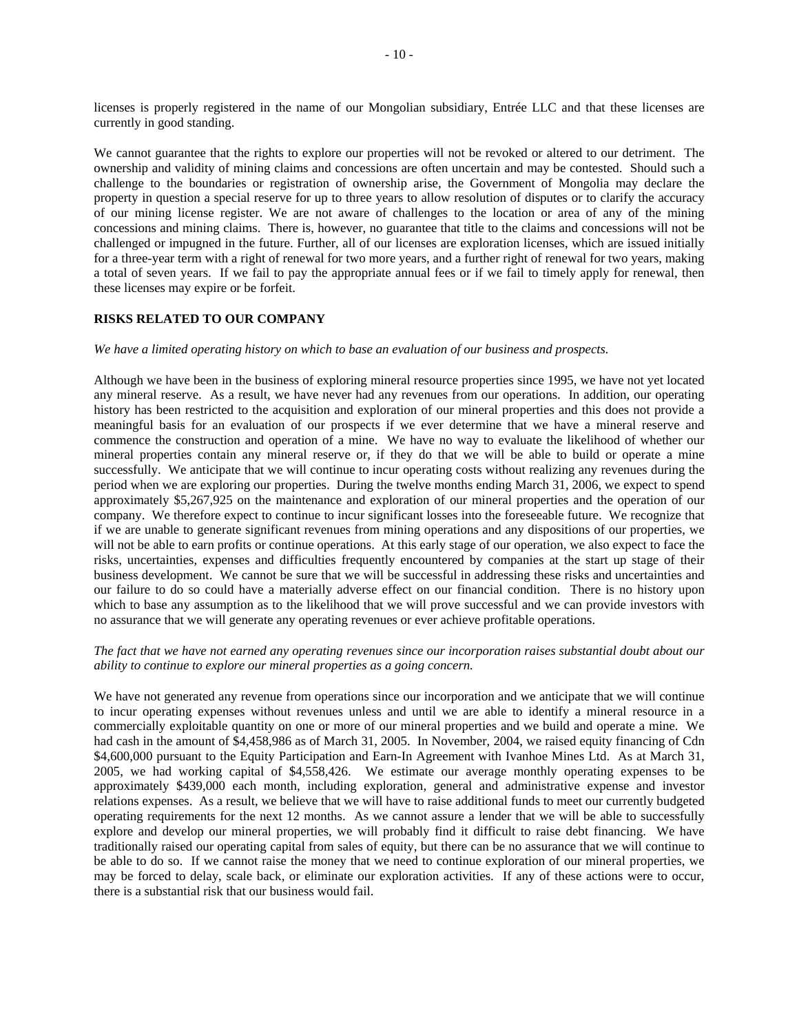licenses is properly registered in the name of our Mongolian subsidiary, Entrée LLC and that these licenses are currently in good standing.

We cannot guarantee that the rights to explore our properties will not be revoked or altered to our detriment. The ownership and validity of mining claims and concessions are often uncertain and may be contested. Should such a challenge to the boundaries or registration of ownership arise, the Government of Mongolia may declare the property in question a special reserve for up to three years to allow resolution of disputes or to clarify the accuracy of our mining license register. We are not aware of challenges to the location or area of any of the mining concessions and mining claims. There is, however, no guarantee that title to the claims and concessions will not be challenged or impugned in the future. Further, all of our licenses are exploration licenses, which are issued initially for a three-year term with a right of renewal for two more years, and a further right of renewal for two years, making a total of seven years. If we fail to pay the appropriate annual fees or if we fail to timely apply for renewal, then these licenses may expire or be forfeit.

**RISKS RELATED TO OUR COMPANY**

*We have a limited operating history on which to base an evaluation of our business and prospects.*

Although we have been in the business of exploring mineral resource properties since 1995, we have not yet located any mineral reserve. As a result, we have never had any revenues from our operations. In addition, our operating history has been restricted to the acquisition and exploration of our mineral properties and this does not provide a meaningful basis for an evaluation of our prospects if we ever determine that we have a mineral reserve and commence the construction and operation of a mine. We have no way to evaluate the likelihood of whether our mineral properties contain any mineral reserve or, if they do that we will be able to build or operate a mine successfully. We anticipate that we will continue to incur operating costs without realizing any revenues during the period when we are exploring our properties. During the twelve months ending March 31, 2006, we expect to spend approximately $5,267,925 on the maintenance and exploration of our mineral properties and the operation of our company. We therefore expect to continue to incur significant losses into the foreseeable future. We recognize that if we are unable to generate significant revenues from mining operations and any dispositions of our properties, we will not be able to earn profits or continue operations. At this early stage of our operation, we also expect to face the risks, uncertainties, expenses and difficulties frequently encountered by companies at the start up stage of their business development. We cannot be sure that we will be successful in addressing these risks and uncertainties and our failure to do so could have a materially adverse effect on our financial condition. There is no history upon which to base any assumption as to the likelihood that we will prove successful and we can provide investors with no assurance that we will generate any operating revenues or ever achieve profitable operations.

*The fact that we have not earned any operating revenues since our incorporation raises substantial doubt about our ability to continue to explore our mineral properties as a going concern.*

We have not generated any revenue from operations since our incorporation and we anticipate that we will continue to incur operating expenses without revenues unless and until we are able to identify a mineral resource in a commercially exploitable quantity on one or more of our mineral properties and we build and operate a mine. We had cash in the amount of $4,458,986 as of March 31, 2005. In November, 2004, we raised equity financing of Cdn $4,600,000 pursuant to the Equity Participation and Earn-In Agreement with Ivanhoe Mines Ltd. As at March 31, 2005, we had working capital of $4,558,426. We estimate our average monthly operating expenses to be approximately $439,000 each month, including exploration, general and administrative expense and investor relations expenses. As a result, we believe that we will have to raise additional funds to meet our currently budgeted operating requirements for the next 12 months. As we cannot assure a lender that we will be able to successfully explore and develop our mineral properties, we will probably find it difficult to raise debt financing. We have traditionally raised our operating capital from sales of equity, but there can be no assurance that we will continue to be able to do so. If we cannot raise the money that we need to continue exploration of our mineral properties, we may be forced to delay, scale back, or eliminate our exploration activities. If any of these actions were to occur, there is a substantial risk that our business would fail.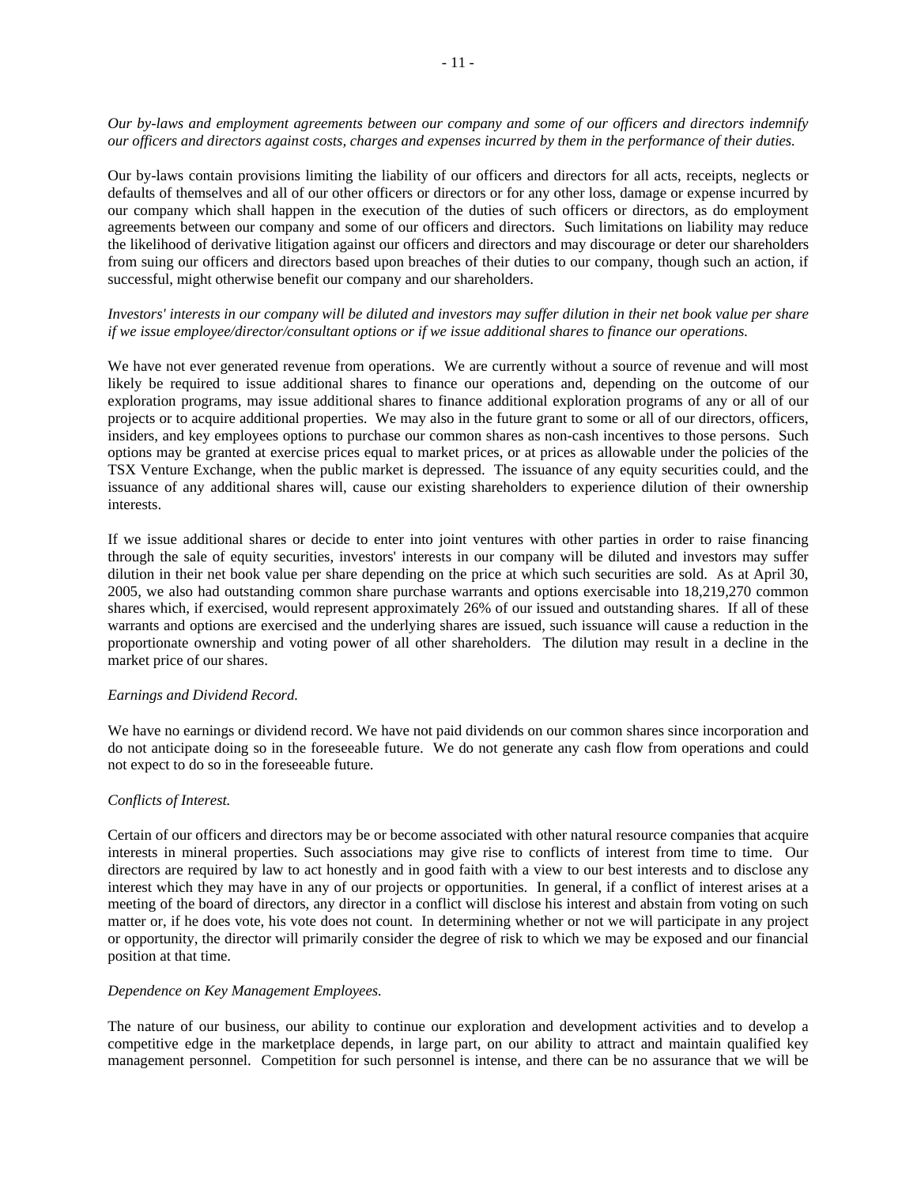*Our by-laws and employment agreements between our company and some of our officers and directors indemnify our officers and directors against costs, charges and expenses incurred by them in the performance of their duties.*

Our by-laws contain provisions limiting the liability of our officers and directors for all acts, receipts, neglects or defaults of themselves and all of our other officers or directors or for any other loss, damage or expense incurred by our company which shall happen in the execution of the duties of such officers or directors, as do employment agreements between our company and some of our officers and directors. Such limitations on liability may reduce the likelihood of derivative litigation against our officers and directors and may discourage or deter our shareholders from suing our officers and directors based upon breaches of their duties to our company, though such an action, if successful, might otherwise benefit our company and our shareholders.

*Investors' interests in our company will be diluted and investors may suffer dilution in their net book value per share if we issue employee/director/consultant options or if we issue additional shares to finance our operations.*

We have not ever generated revenue from operations. We are currently without a source of revenue and will most likely be required to issue additional shares to finance our operations and, depending on the outcome of our exploration programs, may issue additional shares to finance additional exploration programs of any or all of our projects or to acquire additional properties. We may also in the future grant to some or all of our directors, officers, insiders, and key employees options to purchase our common shares as non-cash incentives to those persons. Such options may be granted at exercise prices equal to market prices, or at prices as allowable under the policies of the TSX Venture Exchange, when the public market is depressed. The issuance of any equity securities could, and the issuance of any additional shares will, cause our existing shareholders to experience dilution of their ownership interests.

If we issue additional shares or decide to enter into joint ventures with other parties in order to raise financing through the sale of equity securities, investors' interests in our company will be diluted and investors may suffer dilution in their net book value per share depending on the price at which such securities are sold. As at April 30, 2005, we also had outstanding common share purchase warrants and options exercisable into 18,219,270 common shares which, if exercised, would represent approximately 26% of our issued and outstanding shares. If all of these warrants and options are exercised and the underlying shares are issued, such issuance will cause a reduction in the proportionate ownership and voting power of all other shareholders. The dilution may result in a decline in the market price of our shares.

*Earnings and Dividend Record.*

We have no earnings or dividend record. We have not paid dividends on our common shares since incorporation and do not anticipate doing so in the foreseeable future. We do not generate any cash flow from operations and could not expect to do so in the foreseeable future.

*Conflicts of Interest.*

Certain of our officers and directors may be or become associated with other natural resource companies that acquire interests in mineral properties. Such associations may give rise to conflicts of interest from time to time. Our directors are required by law to act honestly and in good faith with a view to our best interests and to disclose any interest which they may have in any of our projects or opportunities. In general, if a conflict of interest arises at a meeting of the board of directors, any director in a conflict will disclose his interest and abstain from voting on such matter or, if he does vote, his vote does not count. In determining whether or not we will participate in any project or opportunity, the director will primarily consider the degree of risk to which we may be exposed and our financial position at that time.

*Dependence on Key Management Employees.*

The nature of our business, our ability to continue our exploration and development activities and to develop a competitive edge in the marketplace depends, in large part, on our ability to attract and maintain qualified key management personnel. Competition for such personnel is intense, and there can be no assurance that we will be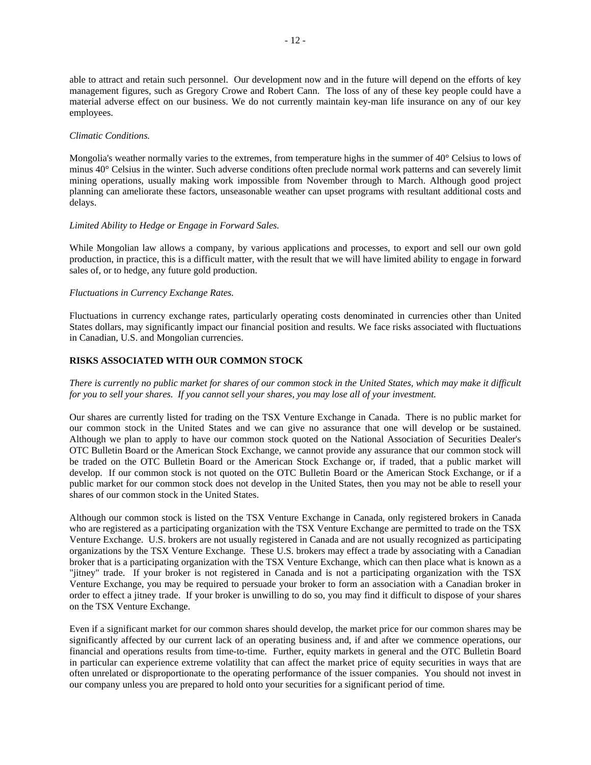able to attract and retain such personnel. Our development now and in the future will depend on the efforts of key management figures, such as Gregory Crowe and Robert Cann. The loss of any of these key people could have a material adverse effect on our business. We do not currently maintain key-man life insurance on any of our key employees.

*Climatic Conditions.*

Mongolia's weather normally varies to the extremes, from temperature highs in the summer of 40° Celsius to lows of minus 40° Celsius in the winter. Such adverse conditions often preclude normal work patterns and can severely limit mining operations, usually making work impossible from November through to March. Although good project planning can ameliorate these factors, unseasonable weather can upset programs with resultant additional costs and delays.

*Limited Ability to Hedge or Engage in Forward Sales.*

While Mongolian law allows a company, by various applications and processes, to export and sell our own gold production, in practice, this is a difficult matter, with the result that we will have limited ability to engage in forward sales of, or to hedge, any future gold production.

*Fluctuations in Currency Exchange Rates.*

Fluctuations in currency exchange rates, particularly operating costs denominated in currencies other than United States dollars, may significantly impact our financial position and results. We face risks associated with fluctuations in Canadian, U.S. and Mongolian currencies.

**RISKS ASSOCIATED WITH OUR COMMON STOCK**

*There is currently no public market for shares of our common stock in the United States, which may make it difficult for you to sell your shares. If you cannot sell your shares, you may lose all of your investment.*

Our shares are currently listed for trading on the TSX Venture Exchange in Canada. There is no public market for our common stock in the United States and we can give no assurance that one will develop or be sustained. Although we plan to apply to have our common stock quoted on the National Association of Securities Dealer's OTC Bulletin Board or the American Stock Exchange, we cannot provide any assurance that our common stock will be traded on the OTC Bulletin Board or the American Stock Exchange or, if traded, that a public market will develop. If our common stock is not quoted on the OTC Bulletin Board or the American Stock Exchange, or if a public market for our common stock does not develop in the United States, then you may not be able to resell your shares of our common stock in the United States.

Although our common stock is listed on the TSX Venture Exchange in Canada, only registered brokers in Canada who are registered as a participating organization with the TSX Venture Exchange are permitted to trade on the TSX Venture Exchange. U.S. brokers are not usually registered in Canada and are not usually recognized as participating organizations by the TSX Venture Exchange. These U.S. brokers may effect a trade by associating with a Canadian broker that is a participating organization with the TSX Venture Exchange, which can then place what is known as a "jitney" trade. If your broker is not registered in Canada and is not a participating organization with the TSX Venture Exchange, you may be required to persuade your broker to form an association with a Canadian broker in order to effect a jitney trade. If your broker is unwilling to do so, you may find it difficult to dispose of your shares on the TSX Venture Exchange.

Even if a significant market for our common shares should develop, the market price for our common shares may be significantly affected by our current lack of an operating business and, if and after we commence operations, our financial and operations results from time-to-time. Further, equity markets in general and the OTC Bulletin Board in particular can experience extreme volatility that can affect the market price of equity securities in ways that are often unrelated or disproportionate to the operating performance of the issuer companies. You should not invest in our company unless you are prepared to hold onto your securities for a significant period of time.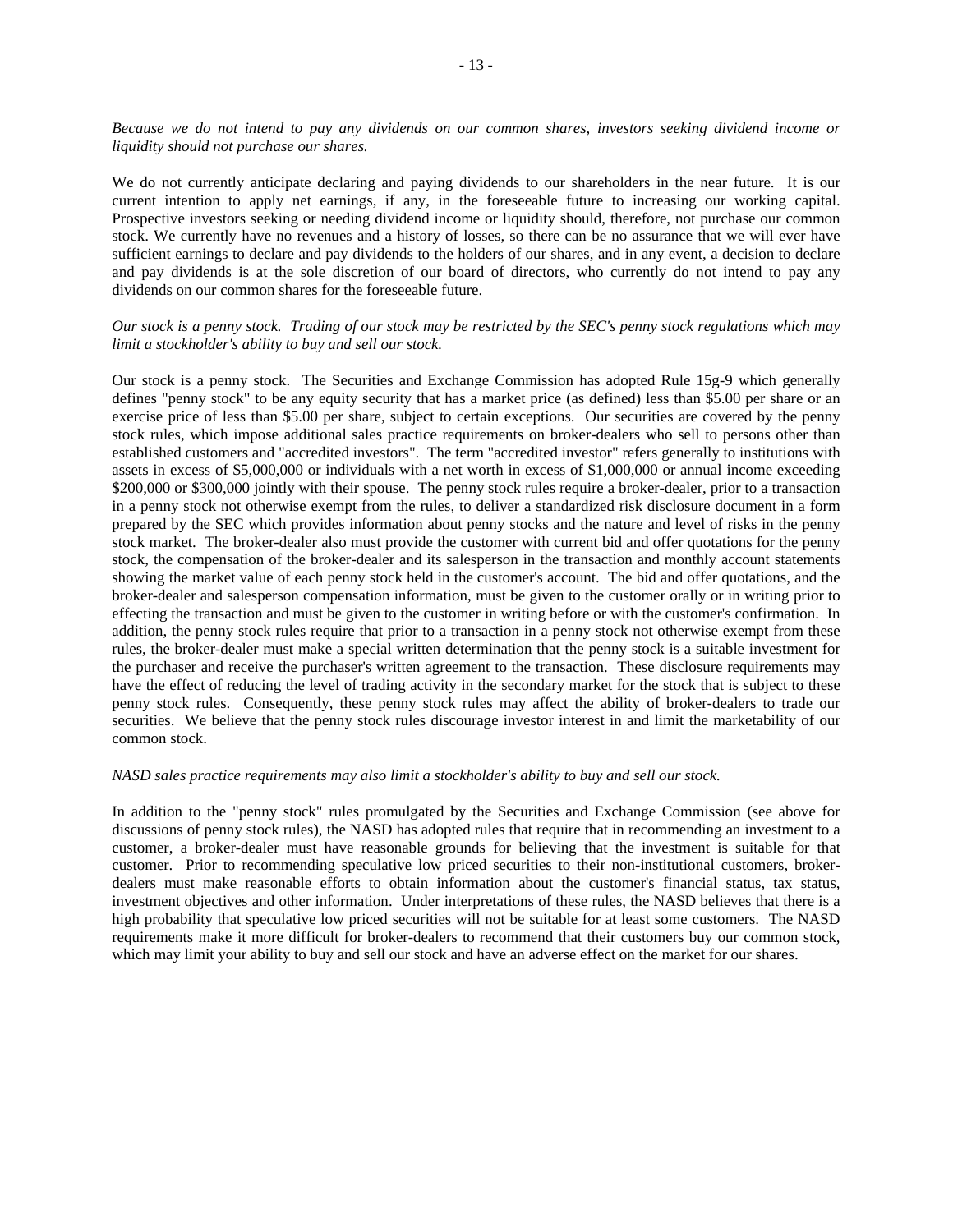*Because we do not intend to pay any dividends on our common shares, investors seeking dividend income or liquidity should not purchase our shares.*

We do not currently anticipate declaring and paying dividends to our shareholders in the near future. It is our current intention to apply net earnings, if any, in the foreseeable future to increasing our working capital. Prospective investors seeking or needing dividend income or liquidity should, therefore, not purchase our common stock. We currently have no revenues and a history of losses, so there can be no assurance that we will ever have sufficient earnings to declare and pay dividends to the holders of our shares, and in any event, a decision to declare and pay dividends is at the sole discretion of our board of directors, who currently do not intend to pay any dividends on our common shares for the foreseeable future.

*Our stock is a penny stock. Trading of our stock may be restricted by the SEC's penny stock regulations which may limit a stockholder's ability to buy and sell our stock.*

Our stock is a penny stock. The Securities and Exchange Commission has adopted Rule 15g-9 which generally defines "penny stock" to be any equity security that has a market price (as defined) less than $5.00 per share or an exercise price of less than $5.00 per share, subject to certain exceptions. Our securities are covered by the penny stock rules, which impose additional sales practice requirements on broker-dealers who sell to persons other than established customers and "accredited investors". The term "accredited investor" refers generally to institutions with assets in excess of $5,000,000 or individuals with a net worth in excess of $1,000,000 or annual income exceeding $200,000 or $300,000 jointly with their spouse. The penny stock rules require a broker-dealer, prior to a transaction in a penny stock not otherwise exempt from the rules, to deliver a standardized risk disclosure document in a form prepared by the SEC which provides information about penny stocks and the nature and level of risks in the penny stock market. The broker-dealer also must provide the customer with current bid and offer quotations for the penny stock, the compensation of the broker-dealer and its salesperson in the transaction and monthly account statements showing the market value of each penny stock held in the customer's account. The bid and offer quotations, and the broker-dealer and salesperson compensation information, must be given to the customer orally or in writing prior to effecting the transaction and must be given to the customer in writing before or with the customer's confirmation. In addition, the penny stock rules require that prior to a transaction in a penny stock not otherwise exempt from these rules, the broker-dealer must make a special written determination that the penny stock is a suitable investment for the purchaser and receive the purchaser's written agreement to the transaction. These disclosure requirements may have the effect of reducing the level of trading activity in the secondary market for the stock that is subject to these penny stock rules. Consequently, these penny stock rules may affect the ability of broker-dealers to trade our securities. We believe that the penny stock rules discourage investor interest in and limit the marketability of our common stock.

*NASD sales practice requirements may also limit a stockholder's ability to buy and sell our stock.*

In addition to the "penny stock" rules promulgated by the Securities and Exchange Commission (see above for discussions of penny stock rules), the NASD has adopted rules that require that in recommending an investment to a customer, a broker-dealer must have reasonable grounds for believing that the investment is suitable for that customer. Prior to recommending speculative low priced securities to their non-institutional customers, broker-dealers must make reasonable efforts to obtain information about the customer's financial status, tax status, investment objectives and other information. Under interpretations of these rules, the NASD believes that there is a high probability that speculative low priced securities will not be suitable for at least some customers. The NASD requirements make it more difficult for broker-dealers to recommend that their customers buy our common stock, which may limit your ability to buy and sell our stock and have an adverse effect on the market for our shares.